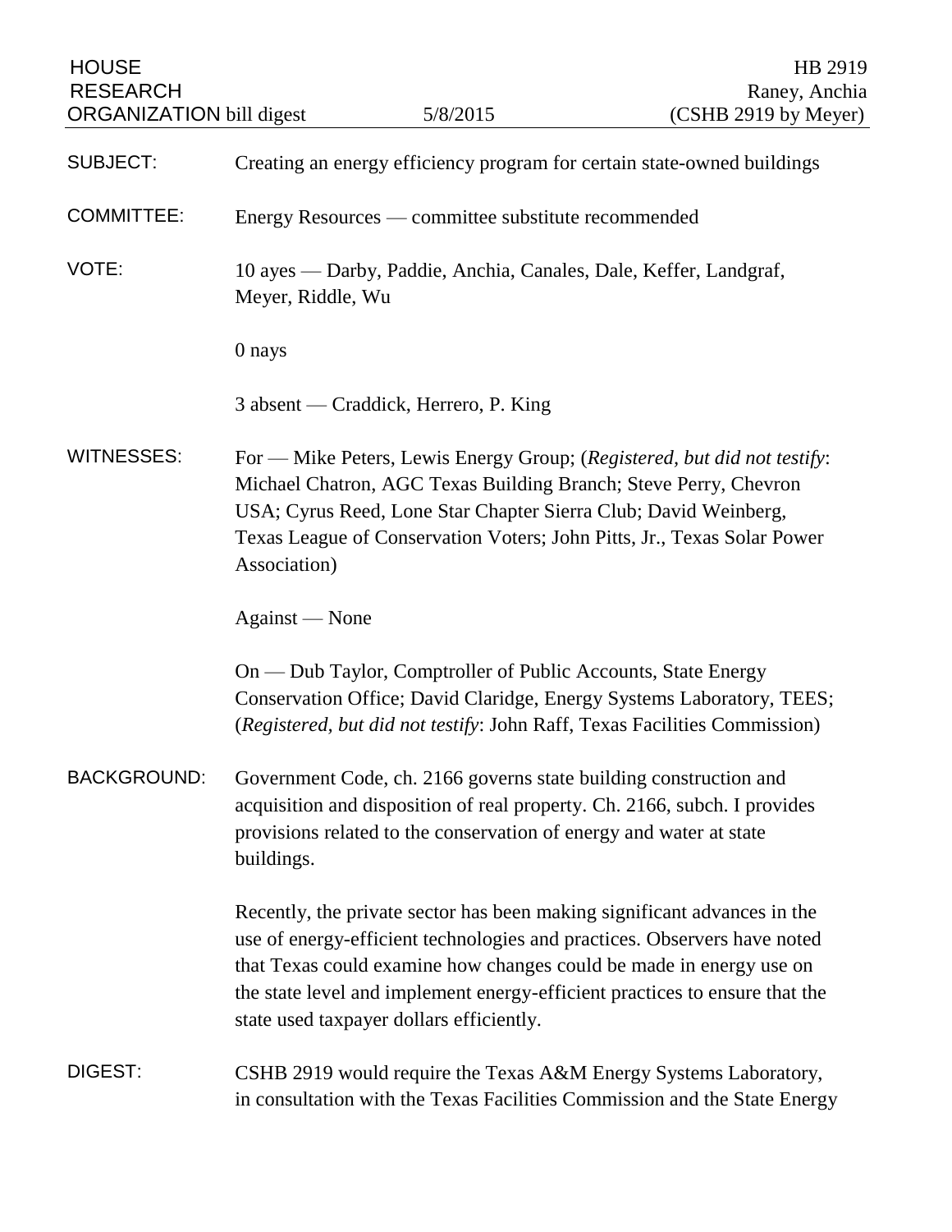HOUSE RESEARCH ORGANIZATION bill digest — 5/8/2015

HB 2919
Raney, Anchia
(CSHB 2919 by Meyer)

**SUBJECT:** Creating an energy efficiency program for certain state-owned buildings

**COMMITTEE:** Energy Resources — committee substitute recommended

**VOTE:** 10 ayes — Darby, Paddie, Anchia, Canales, Dale, Keffer, Landgraf, Meyer, Riddle, Wu

0 nays

3 absent — Craddick, Herrero, P. King

**WITNESSES:** For — Mike Peters, Lewis Energy Group; (*Registered, but did not testify*: Michael Chatron, AGC Texas Building Branch; Steve Perry, Chevron USA; Cyrus Reed, Lone Star Chapter Sierra Club; David Weinberg, Texas League of Conservation Voters; John Pitts, Jr., Texas Solar Power Association)

Against — None

On — Dub Taylor, Comptroller of Public Accounts, State Energy Conservation Office; David Claridge, Energy Systems Laboratory, TEES; (*Registered, but did not testify*: John Raff, Texas Facilities Commission)

**BACKGROUND:** Government Code, ch. 2166 governs state building construction and acquisition and disposition of real property. Ch. 2166, subch. I provides provisions related to the conservation of energy and water at state buildings.

Recently, the private sector has been making significant advances in the use of energy-efficient technologies and practices. Observers have noted that Texas could examine how changes could be made in energy use on the state level and implement energy-efficient practices to ensure that the state used taxpayer dollars efficiently.

**DIGEST:** CSHB 2919 would require the Texas A&M Energy Systems Laboratory, in consultation with the Texas Facilities Commission and the State Energy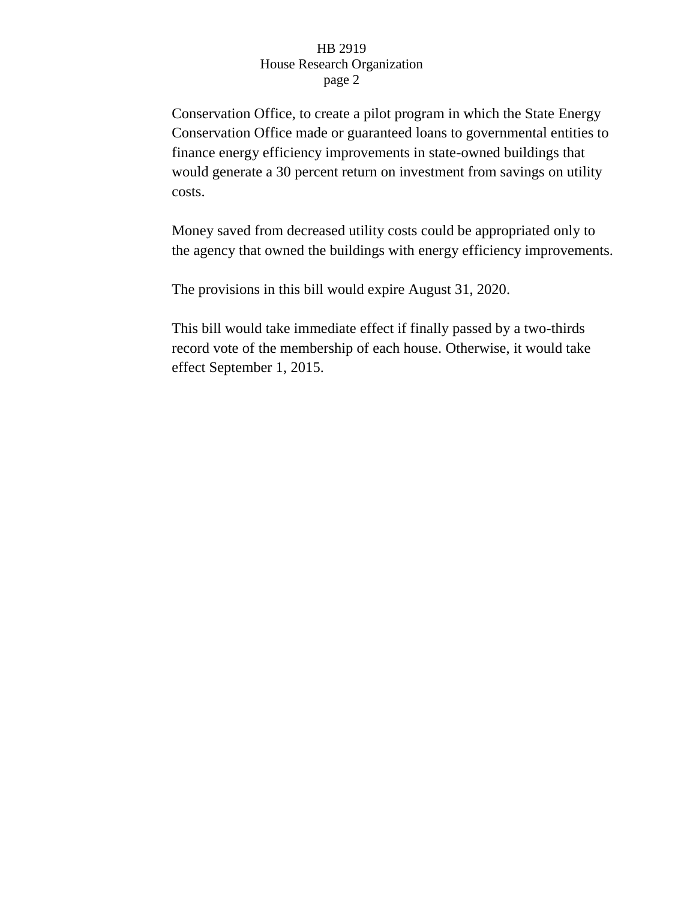Conservation Office, to create a pilot program in which the State Energy Conservation Office made or guaranteed loans to governmental entities to finance energy efficiency improvements in state-owned buildings that would generate a 30 percent return on investment from savings on utility costs.

Money saved from decreased utility costs could be appropriated only to the agency that owned the buildings with energy efficiency improvements.

The provisions in this bill would expire August 31, 2020.

This bill would take immediate effect if finally passed by a two-thirds record vote of the membership of each house. Otherwise, it would take effect September 1, 2015.